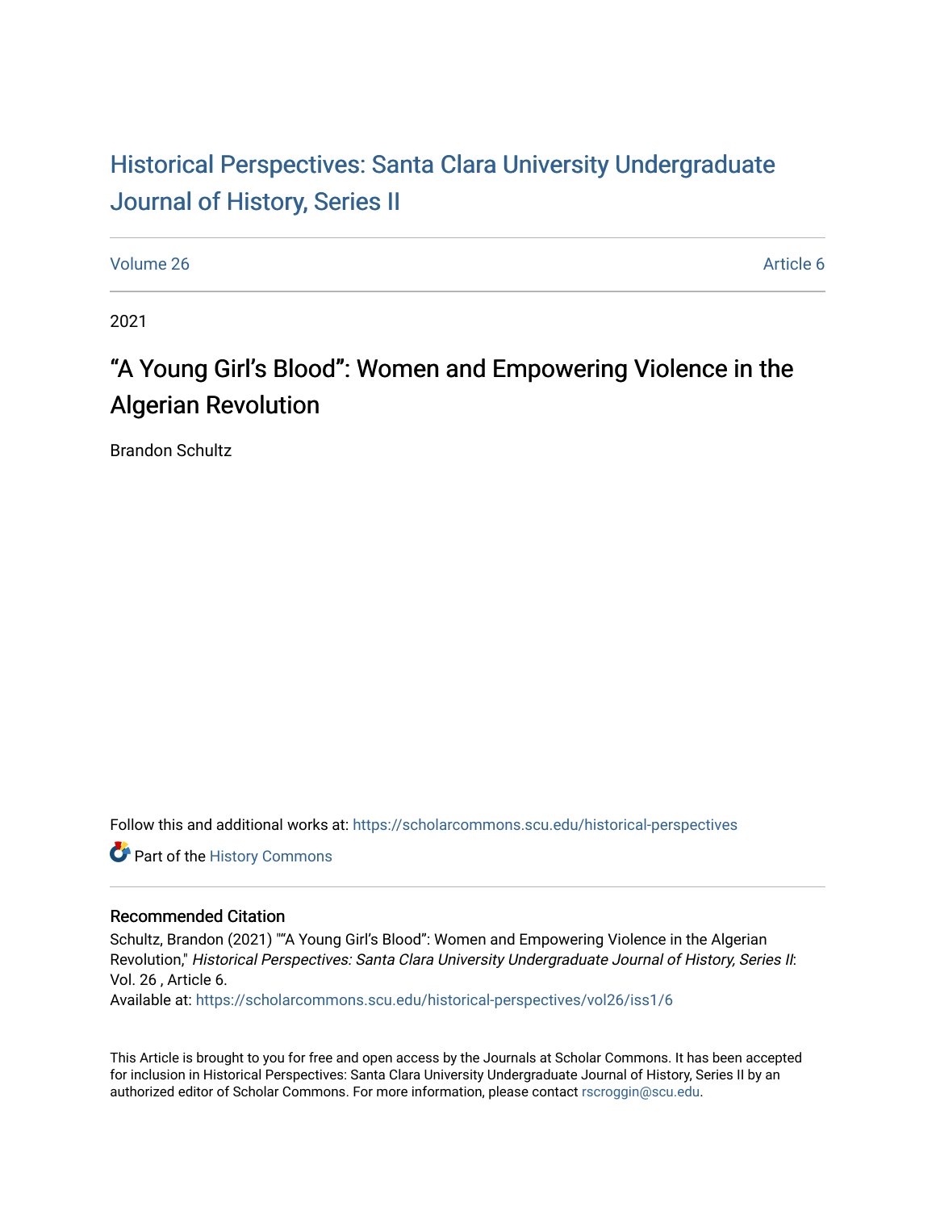# Historical Perspectives: Santa Clara University Undergraduate Journal of History, Series II

Volume 26 Article 6

2021

## "A Young Girl's Blood": Women and Empowering Violence in the Algerian Revolution

Brandon Schultz

Follow this and additional works at: https://scholarcommons.scu.edu/historical-perspectives

Part of the History Commons

### Recommended Citation

Schultz, Brandon (2021) ""A Young Girl's Blood": Women and Empowering Violence in the Algerian Revolution," *Historical Perspectives: Santa Clara University Undergraduate Journal of History, Series II*: Vol. 26 , Article 6.
Available at: https://scholarcommons.scu.edu/historical-perspectives/vol26/iss1/6

This Article is brought to you for free and open access by the Journals at Scholar Commons. It has been accepted for inclusion in Historical Perspectives: Santa Clara University Undergraduate Journal of History, Series II by an authorized editor of Scholar Commons. For more information, please contact rscroggin@scu.edu.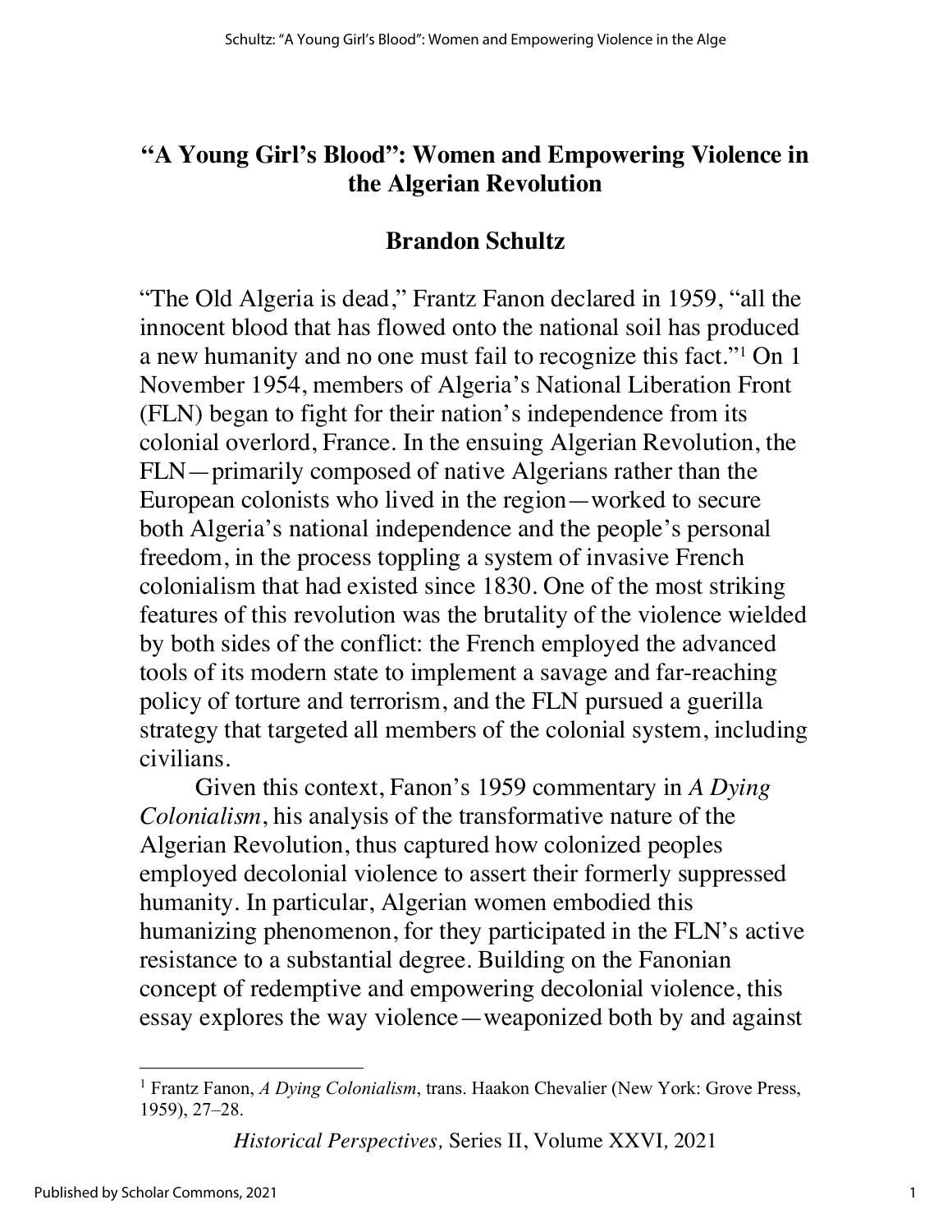# "A Young Girl's Blood": Women and Empowering Violence in the Algerian Revolution

## Brandon Schultz

"The Old Algeria is dead," Frantz Fanon declared in 1959, "all the innocent blood that has flowed onto the national soil has produced a new humanity and no one must fail to recognize this fact."[1] On 1 November 1954, members of Algeria's National Liberation Front (FLN) began to fight for their nation's independence from its colonial overlord, France. In the ensuing Algerian Revolution, the FLN—primarily composed of native Algerians rather than the European colonists who lived in the region—worked to secure both Algeria's national independence and the people's personal freedom, in the process toppling a system of invasive French colonialism that had existed since 1830. One of the most striking features of this revolution was the brutality of the violence wielded by both sides of the conflict: the French employed the advanced tools of its modern state to implement a savage and far-reaching policy of torture and terrorism, and the FLN pursued a guerilla strategy that targeted all members of the colonial system, including civilians.

Given this context, Fanon's 1959 commentary in *A Dying Colonialism*, his analysis of the transformative nature of the Algerian Revolution, thus captured how colonized peoples employed decolonial violence to assert their formerly suppressed humanity. In particular, Algerian women embodied this humanizing phenomenon, for they participated in the FLN's active resistance to a substantial degree. Building on the Fanonian concept of redemptive and empowering decolonial violence, this essay explores the way violence—weaponized both by and against

[1] Frantz Fanon, *A Dying Colonialism*, trans. Haakon Chevalier (New York: Grove Press, 1959), 27–28.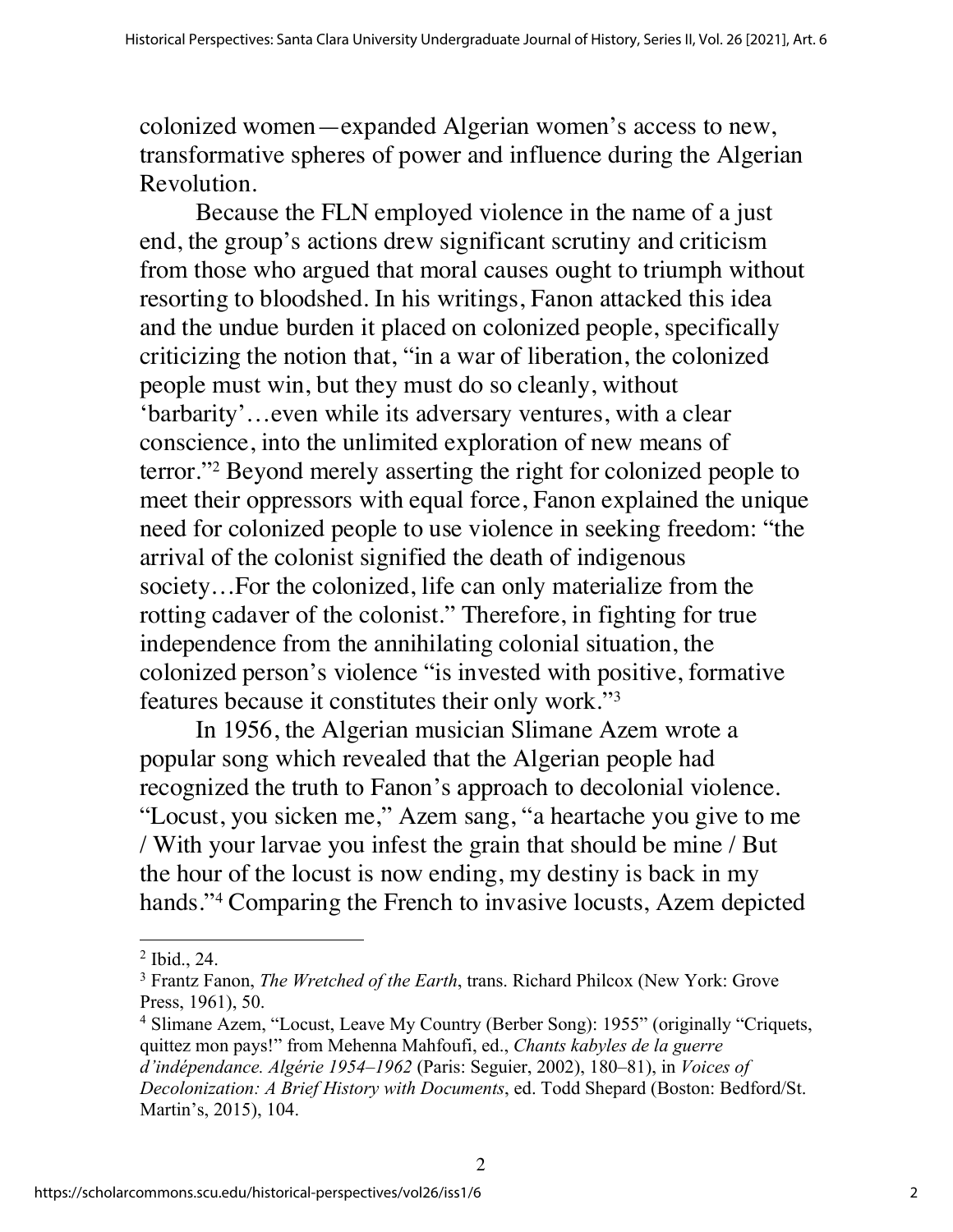colonized women—expanded Algerian women's access to new, transformative spheres of power and influence during the Algerian Revolution.

Because the FLN employed violence in the name of a just end, the group's actions drew significant scrutiny and criticism from those who argued that moral causes ought to triumph without resorting to bloodshed. In his writings, Fanon attacked this idea and the undue burden it placed on colonized people, specifically criticizing the notion that, "in a war of liberation, the colonized people must win, but they must do so cleanly, without 'barbarity'…even while its adversary ventures, with a clear conscience, into the unlimited exploration of new means of terror."[2] Beyond merely asserting the right for colonized people to meet their oppressors with equal force, Fanon explained the unique need for colonized people to use violence in seeking freedom: "the arrival of the colonist signified the death of indigenous society…For the colonized, life can only materialize from the rotting cadaver of the colonist." Therefore, in fighting for true independence from the annihilating colonial situation, the colonized person's violence "is invested with positive, formative features because it constitutes their only work."[3]

In 1956, the Algerian musician Slimane Azem wrote a popular song which revealed that the Algerian people had recognized the truth to Fanon's approach to decolonial violence. "Locust, you sicken me," Azem sang, "a heartache you give to me / With your larvae you infest the grain that should be mine / But the hour of the locust is now ending, my destiny is back in my hands."[4] Comparing the French to invasive locusts, Azem depicted

---

[2] Ibid., 24.

[3] Frantz Fanon, *The Wretched of the Earth*, trans. Richard Philcox (New York: Grove Press, 1961), 50.

[4] Slimane Azem, "Locust, Leave My Country (Berber Song): 1955" (originally "Criquets, quittez mon pays!" from Mehenna Mahfoufi, ed., *Chants kabyles de la guerre d'indépendance. Algérie 1954–1962* (Paris: Seguier, 2002), 180–81), in *Voices of Decolonization: A Brief History with Documents*, ed. Todd Shepard (Boston: Bedford/St. Martin's, 2015), 104.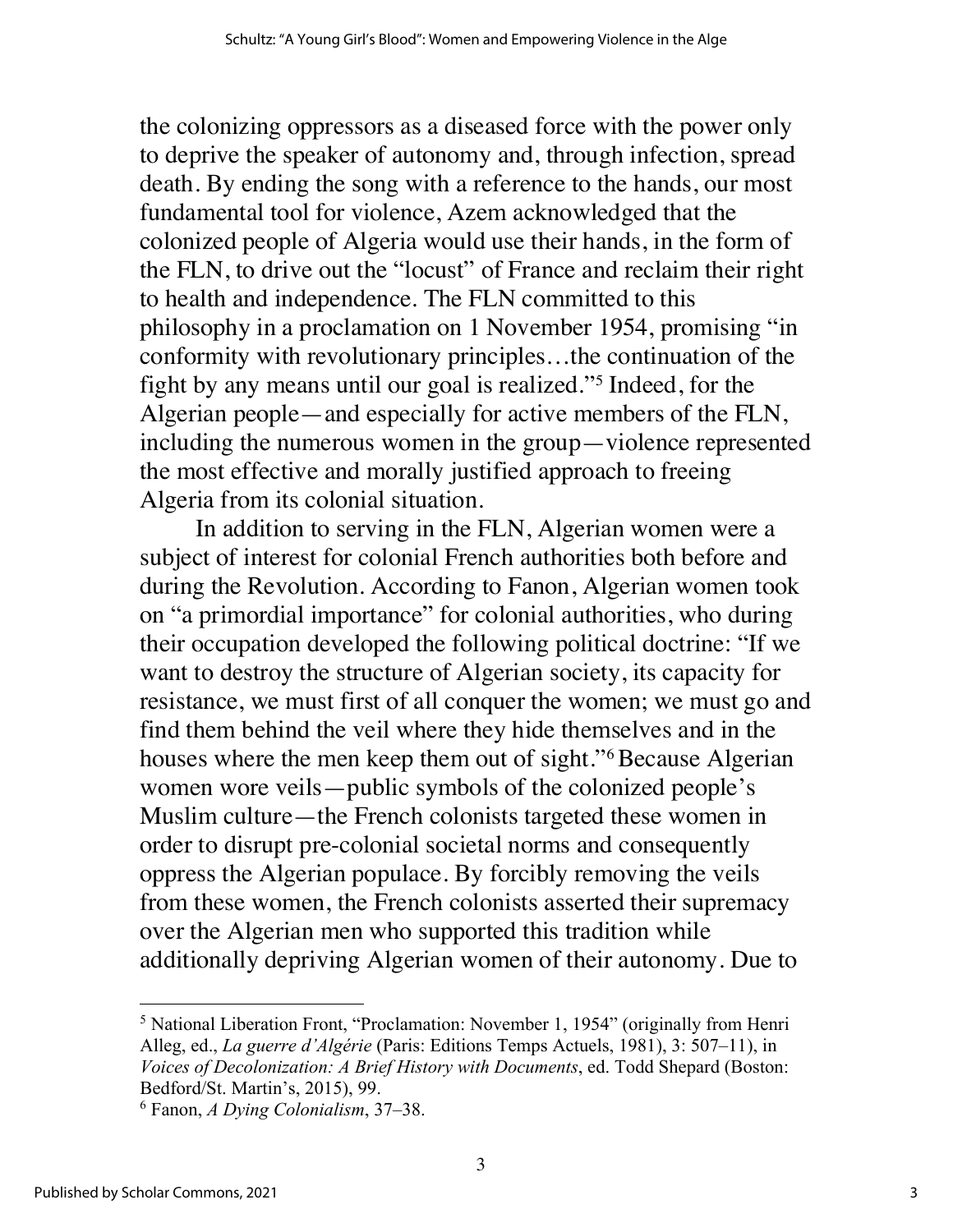the colonizing oppressors as a diseased force with the power only to deprive the speaker of autonomy and, through infection, spread death. By ending the song with a reference to the hands, our most fundamental tool for violence, Azem acknowledged that the colonized people of Algeria would use their hands, in the form of the FLN, to drive out the "locust" of France and reclaim their right to health and independence. The FLN committed to this philosophy in a proclamation on 1 November 1954, promising "in conformity with revolutionary principles…the continuation of the fight by any means until our goal is realized."[5] Indeed, for the Algerian people—and especially for active members of the FLN, including the numerous women in the group—violence represented the most effective and morally justified approach to freeing Algeria from its colonial situation.

In addition to serving in the FLN, Algerian women were a subject of interest for colonial French authorities both before and during the Revolution. According to Fanon, Algerian women took on "a primordial importance" for colonial authorities, who during their occupation developed the following political doctrine: "If we want to destroy the structure of Algerian society, its capacity for resistance, we must first of all conquer the women; we must go and find them behind the veil where they hide themselves and in the houses where the men keep them out of sight."[6] Because Algerian women wore veils—public symbols of the colonized people's Muslim culture—the French colonists targeted these women in order to disrupt pre-colonial societal norms and consequently oppress the Algerian populace. By forcibly removing the veils from these women, the French colonists asserted their supremacy over the Algerian men who supported this tradition while additionally depriving Algerian women of their autonomy. Due to

---

[5] National Liberation Front, "Proclamation: November 1, 1954" (originally from Henri Alleg, ed., *La guerre d'Algérie* (Paris: Editions Temps Actuels, 1981), 3: 507–11), in *Voices of Decolonization: A Brief History with Documents*, ed. Todd Shepard (Boston: Bedford/St. Martin's, 2015), 99.

[6] Fanon, *A Dying Colonialism*, 37–38.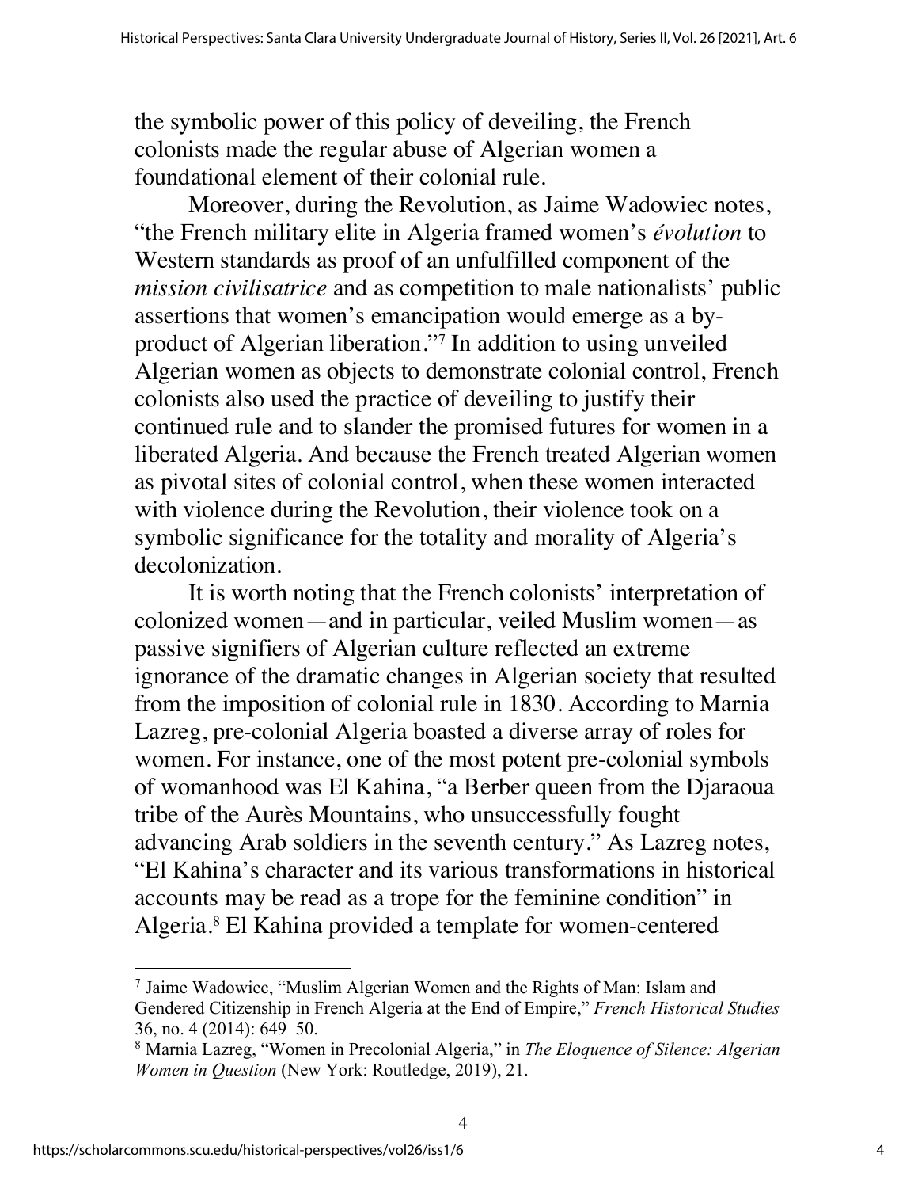the symbolic power of this policy of deveiling, the French colonists made the regular abuse of Algerian women a foundational element of their colonial rule.

Moreover, during the Revolution, as Jaime Wadowiec notes, "the French military elite in Algeria framed women's *évolution* to Western standards as proof of an unfulfilled component of the *mission civilisatrice* and as competition to male nationalists' public assertions that women's emancipation would emerge as a by-product of Algerian liberation."[7] In addition to using unveiled Algerian women as objects to demonstrate colonial control, French colonists also used the practice of deveiling to justify their continued rule and to slander the promised futures for women in a liberated Algeria. And because the French treated Algerian women as pivotal sites of colonial control, when these women interacted with violence during the Revolution, their violence took on a symbolic significance for the totality and morality of Algeria's decolonization.

It is worth noting that the French colonists' interpretation of colonized women—and in particular, veiled Muslim women—as passive signifiers of Algerian culture reflected an extreme ignorance of the dramatic changes in Algerian society that resulted from the imposition of colonial rule in 1830. According to Marnia Lazreg, pre-colonial Algeria boasted a diverse array of roles for women. For instance, one of the most potent pre-colonial symbols of womanhood was El Kahina, "a Berber queen from the Djaraoua tribe of the Aurès Mountains, who unsuccessfully fought advancing Arab soldiers in the seventh century." As Lazreg notes, "El Kahina's character and its various transformations in historical accounts may be read as a trope for the feminine condition" in Algeria.[8] El Kahina provided a template for women-centered

---

[7] Jaime Wadowiec, "Muslim Algerian Women and the Rights of Man: Islam and Gendered Citizenship in French Algeria at the End of Empire," *French Historical Studies* 36, no. 4 (2014): 649–50.

[8] Marnia Lazreg, "Women in Precolonial Algeria," in *The Eloquence of Silence: Algerian Women in Question* (New York: Routledge, 2019), 21.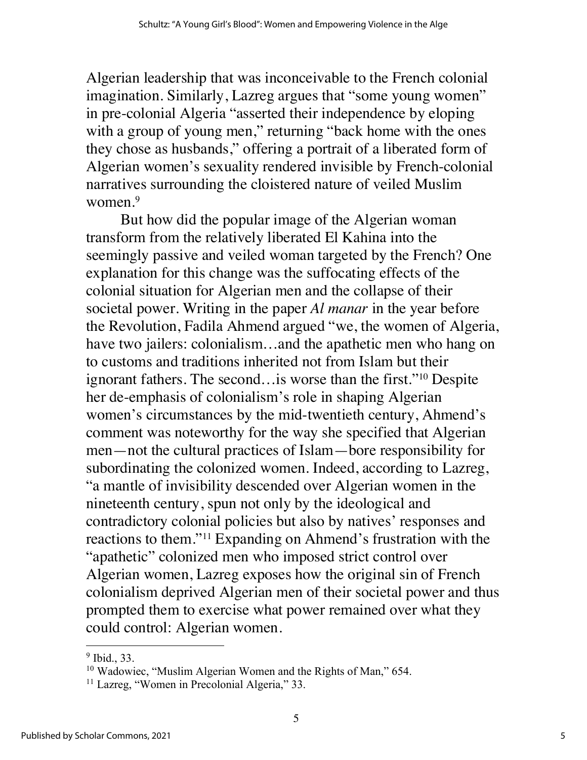Algerian leadership that was inconceivable to the French colonial imagination. Similarly, Lazreg argues that "some young women" in pre-colonial Algeria "asserted their independence by eloping with a group of young men," returning "back home with the ones they chose as husbands," offering a portrait of a liberated form of Algerian women's sexuality rendered invisible by French-colonial narratives surrounding the cloistered nature of veiled Muslim women.[9]

But how did the popular image of the Algerian woman transform from the relatively liberated El Kahina into the seemingly passive and veiled woman targeted by the French? One explanation for this change was the suffocating effects of the colonial situation for Algerian men and the collapse of their societal power. Writing in the paper *Al manar* in the year before the Revolution, Fadila Ahmend argued "we, the women of Algeria, have two jailers: colonialism…and the apathetic men who hang on to customs and traditions inherited not from Islam but their ignorant fathers. The second…is worse than the first."[10] Despite her de-emphasis of colonialism's role in shaping Algerian women's circumstances by the mid-twentieth century, Ahmend's comment was noteworthy for the way she specified that Algerian men—not the cultural practices of Islam—bore responsibility for subordinating the colonized women. Indeed, according to Lazreg, "a mantle of invisibility descended over Algerian women in the nineteenth century, spun not only by the ideological and contradictory colonial policies but also by natives' responses and reactions to them."[11] Expanding on Ahmend's frustration with the "apathetic" colonized men who imposed strict control over Algerian women, Lazreg exposes how the original sin of French colonialism deprived Algerian men of their societal power and thus prompted them to exercise what power remained over what they could control: Algerian women.

---

[9] Ibid., 33.

[10] Wadowiec, "Muslim Algerian Women and the Rights of Man," 654.

[11] Lazreg, "Women in Precolonial Algeria," 33.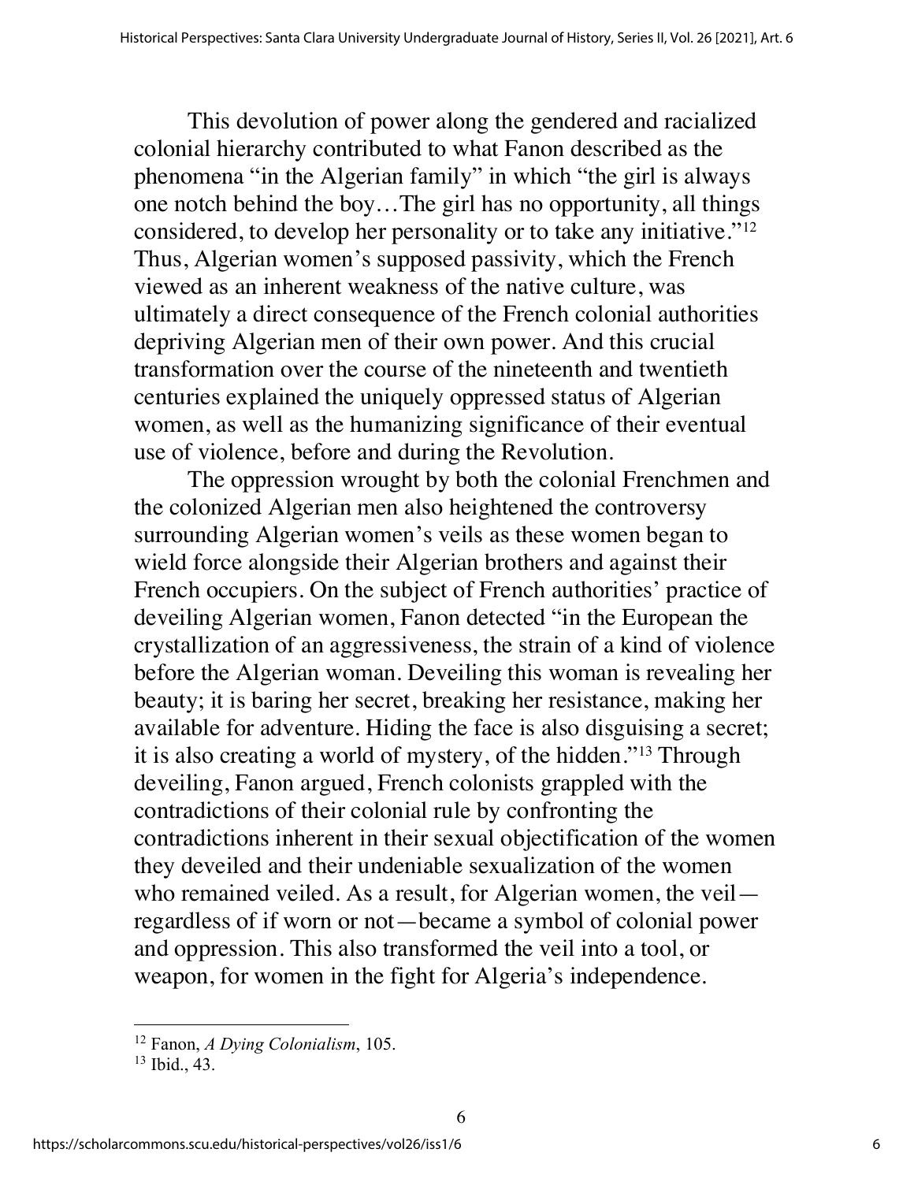This devolution of power along the gendered and racialized colonial hierarchy contributed to what Fanon described as the phenomena "in the Algerian family" in which "the girl is always one notch behind the boy…The girl has no opportunity, all things considered, to develop her personality or to take any initiative."[12] Thus, Algerian women's supposed passivity, which the French viewed as an inherent weakness of the native culture, was ultimately a direct consequence of the French colonial authorities depriving Algerian men of their own power. And this crucial transformation over the course of the nineteenth and twentieth centuries explained the uniquely oppressed status of Algerian women, as well as the humanizing significance of their eventual use of violence, before and during the Revolution.

The oppression wrought by both the colonial Frenchmen and the colonized Algerian men also heightened the controversy surrounding Algerian women's veils as these women began to wield force alongside their Algerian brothers and against their French occupiers. On the subject of French authorities' practice of deveiling Algerian women, Fanon detected "in the European the crystallization of an aggressiveness, the strain of a kind of violence before the Algerian woman. Deveiling this woman is revealing her beauty; it is baring her secret, breaking her resistance, making her available for adventure. Hiding the face is also disguising a secret; it is also creating a world of mystery, of the hidden."[13] Through deveiling, Fanon argued, French colonists grappled with the contradictions of their colonial rule by confronting the contradictions inherent in their sexual objectification of the women they deveiled and their undeniable sexualization of the women who remained veiled. As a result, for Algerian women, the veil—regardless of if worn or not—became a symbol of colonial power and oppression. This also transformed the veil into a tool, or weapon, for women in the fight for Algeria's independence.

---

[12] Fanon, *A Dying Colonialism*, 105.

[13] Ibid., 43.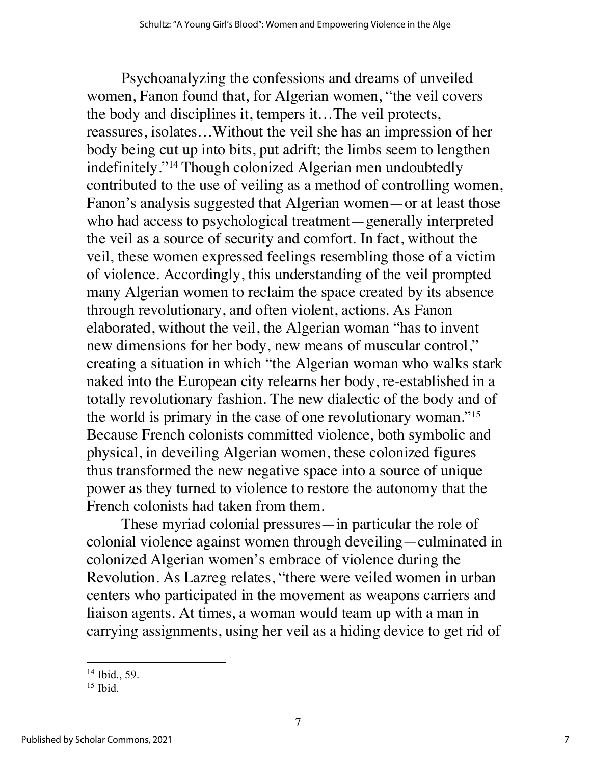Psychoanalyzing the confessions and dreams of unveiled women, Fanon found that, for Algerian women, "the veil covers the body and disciplines it, tempers it…The veil protects, reassures, isolates…Without the veil she has an impression of her body being cut up into bits, put adrift; the limbs seem to lengthen indefinitely."[14] Though colonized Algerian men undoubtedly contributed to the use of veiling as a method of controlling women, Fanon's analysis suggested that Algerian women—or at least those who had access to psychological treatment—generally interpreted the veil as a source of security and comfort. In fact, without the veil, these women expressed feelings resembling those of a victim of violence. Accordingly, this understanding of the veil prompted many Algerian women to reclaim the space created by its absence through revolutionary, and often violent, actions. As Fanon elaborated, without the veil, the Algerian woman "has to invent new dimensions for her body, new means of muscular control," creating a situation in which "the Algerian woman who walks stark naked into the European city relearns her body, re-established in a totally revolutionary fashion. The new dialectic of the body and of the world is primary in the case of one revolutionary woman."[15] Because French colonists committed violence, both symbolic and physical, in deveiling Algerian women, these colonized figures thus transformed the new negative space into a source of unique power as they turned to violence to restore the autonomy that the French colonists had taken from them.

These myriad colonial pressures—in particular the role of colonial violence against women through deveiling—culminated in colonized Algerian women's embrace of violence during the Revolution. As Lazreg relates, "there were veiled women in urban centers who participated in the movement as weapons carriers and liaison agents. At times, a woman would team up with a man in carrying assignments, using her veil as a hiding device to get rid of

---

[14] Ibid., 59.

[15] Ibid.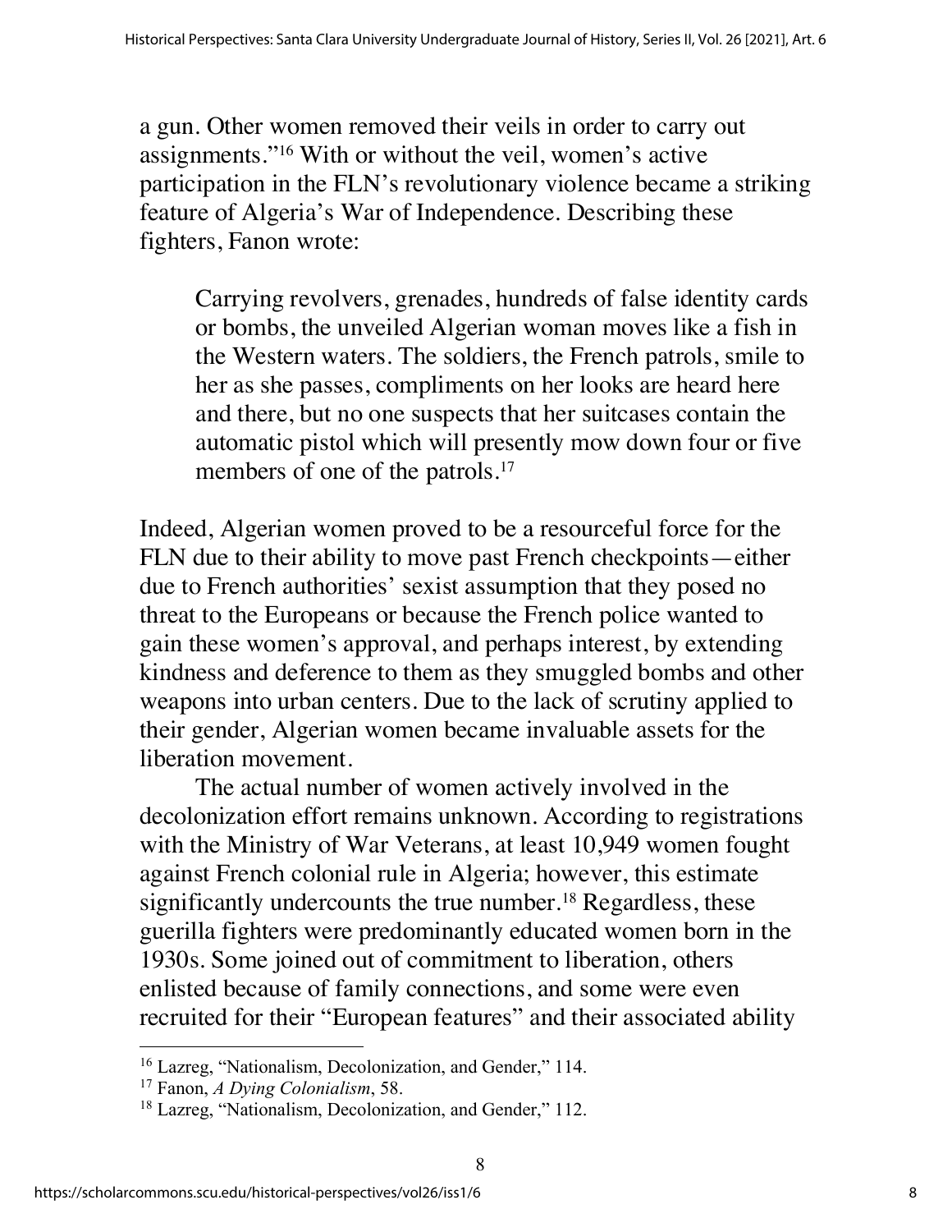a gun. Other women removed their veils in order to carry out assignments."[16] With or without the veil, women's active participation in the FLN's revolutionary violence became a striking feature of Algeria's War of Independence. Describing these fighters, Fanon wrote:

> Carrying revolvers, grenades, hundreds of false identity cards or bombs, the unveiled Algerian woman moves like a fish in the Western waters. The soldiers, the French patrols, smile to her as she passes, compliments on her looks are heard here and there, but no one suspects that her suitcases contain the automatic pistol which will presently mow down four or five members of one of the patrols.[17]

Indeed, Algerian women proved to be a resourceful force for the FLN due to their ability to move past French checkpoints—either due to French authorities' sexist assumption that they posed no threat to the Europeans or because the French police wanted to gain these women's approval, and perhaps interest, by extending kindness and deference to them as they smuggled bombs and other weapons into urban centers. Due to the lack of scrutiny applied to their gender, Algerian women became invaluable assets for the liberation movement.

The actual number of women actively involved in the decolonization effort remains unknown. According to registrations with the Ministry of War Veterans, at least 10,949 women fought against French colonial rule in Algeria; however, this estimate significantly undercounts the true number.[18] Regardless, these guerilla fighters were predominantly educated women born in the 1930s. Some joined out of commitment to liberation, others enlisted because of family connections, and some were even recruited for their "European features" and their associated ability

---

[16] Lazreg, "Nationalism, Decolonization, and Gender," 114.

[17] Fanon, *A Dying Colonialism*, 58.

[18] Lazreg, "Nationalism, Decolonization, and Gender," 112.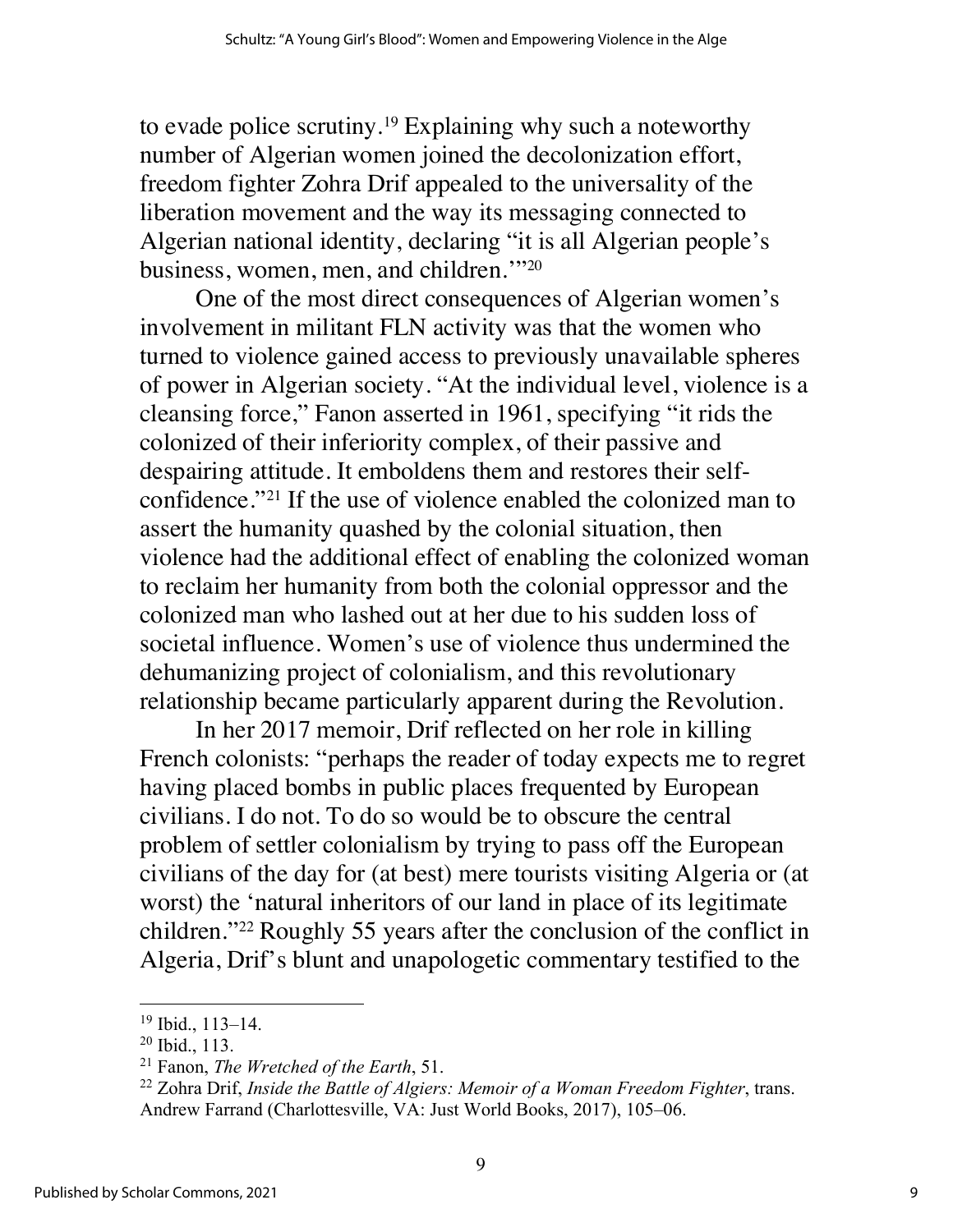to evade police scrutiny.[19] Explaining why such a noteworthy number of Algerian women joined the decolonization effort, freedom fighter Zohra Drif appealed to the universality of the liberation movement and the way its messaging connected to Algerian national identity, declaring "it is all Algerian people's business, women, men, and children.'"[20]

One of the most direct consequences of Algerian women's involvement in militant FLN activity was that the women who turned to violence gained access to previously unavailable spheres of power in Algerian society. "At the individual level, violence is a cleansing force," Fanon asserted in 1961, specifying "it rids the colonized of their inferiority complex, of their passive and despairing attitude. It emboldens them and restores their self-confidence."[21] If the use of violence enabled the colonized man to assert the humanity quashed by the colonial situation, then violence had the additional effect of enabling the colonized woman to reclaim her humanity from both the colonial oppressor and the colonized man who lashed out at her due to his sudden loss of societal influence. Women's use of violence thus undermined the dehumanizing project of colonialism, and this revolutionary relationship became particularly apparent during the Revolution.

In her 2017 memoir, Drif reflected on her role in killing French colonists: "perhaps the reader of today expects me to regret having placed bombs in public places frequented by European civilians. I do not. To do so would be to obscure the central problem of settler colonialism by trying to pass off the European civilians of the day for (at best) mere tourists visiting Algeria or (at worst) the 'natural inheritors of our land in place of its legitimate children."[22] Roughly 55 years after the conclusion of the conflict in Algeria, Drif's blunt and unapologetic commentary testified to the

---

[19] Ibid., 113–14.

[20] Ibid., 113.

[21] Fanon, *The Wretched of the Earth*, 51.

[22] Zohra Drif, *Inside the Battle of Algiers: Memoir of a Woman Freedom Fighter*, trans. Andrew Farrand (Charlottesville, VA: Just World Books, 2017), 105–06.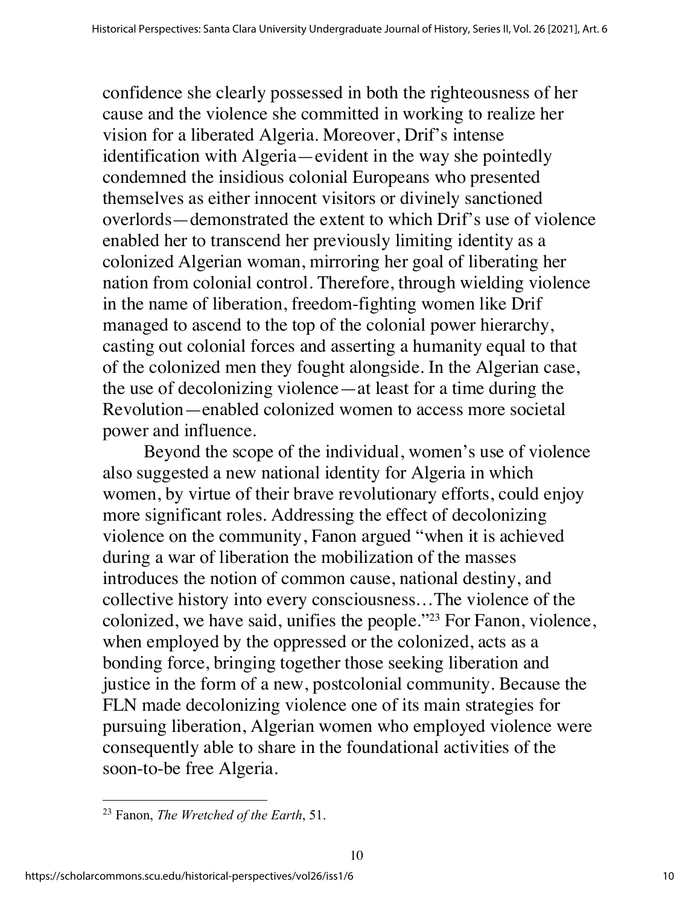confidence she clearly possessed in both the righteousness of her cause and the violence she committed in working to realize her vision for a liberated Algeria. Moreover, Drif's intense identification with Algeria—evident in the way she pointedly condemned the insidious colonial Europeans who presented themselves as either innocent visitors or divinely sanctioned overlords—demonstrated the extent to which Drif's use of violence enabled her to transcend her previously limiting identity as a colonized Algerian woman, mirroring her goal of liberating her nation from colonial control. Therefore, through wielding violence in the name of liberation, freedom-fighting women like Drif managed to ascend to the top of the colonial power hierarchy, casting out colonial forces and asserting a humanity equal to that of the colonized men they fought alongside. In the Algerian case, the use of decolonizing violence—at least for a time during the Revolution—enabled colonized women to access more societal power and influence.

Beyond the scope of the individual, women's use of violence also suggested a new national identity for Algeria in which women, by virtue of their brave revolutionary efforts, could enjoy more significant roles. Addressing the effect of decolonizing violence on the community, Fanon argued "when it is achieved during a war of liberation the mobilization of the masses introduces the notion of common cause, national destiny, and collective history into every consciousness…The violence of the colonized, we have said, unifies the people."[23] For Fanon, violence, when employed by the oppressed or the colonized, acts as a bonding force, bringing together those seeking liberation and justice in the form of a new, postcolonial community. Because the FLN made decolonizing violence one of its main strategies for pursuing liberation, Algerian women who employed violence were consequently able to share in the foundational activities of the soon-to-be free Algeria.

[23] Fanon, *The Wretched of the Earth*, 51.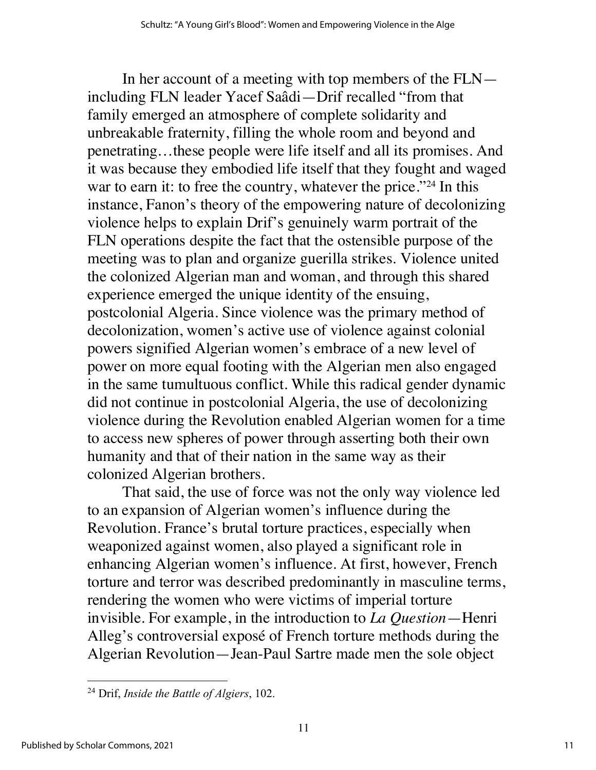In her account of a meeting with top members of the FLN—including FLN leader Yacef Saâdi—Drif recalled "from that family emerged an atmosphere of complete solidarity and unbreakable fraternity, filling the whole room and beyond and penetrating…these people were life itself and all its promises. And it was because they embodied life itself that they fought and waged war to earn it: to free the country, whatever the price."[24] In this instance, Fanon's theory of the empowering nature of decolonizing violence helps to explain Drif's genuinely warm portrait of the FLN operations despite the fact that the ostensible purpose of the meeting was to plan and organize guerilla strikes. Violence united the colonized Algerian man and woman, and through this shared experience emerged the unique identity of the ensuing, postcolonial Algeria. Since violence was the primary method of decolonization, women's active use of violence against colonial powers signified Algerian women's embrace of a new level of power on more equal footing with the Algerian men also engaged in the same tumultuous conflict. While this radical gender dynamic did not continue in postcolonial Algeria, the use of decolonizing violence during the Revolution enabled Algerian women for a time to access new spheres of power through asserting both their own humanity and that of their nation in the same way as their colonized Algerian brothers.

That said, the use of force was not the only way violence led to an expansion of Algerian women's influence during the Revolution. France's brutal torture practices, especially when weaponized against women, also played a significant role in enhancing Algerian women's influence. At first, however, French torture and terror was described predominantly in masculine terms, rendering the women who were victims of imperial torture invisible. For example, in the introduction to *La Question*—Henri Alleg's controversial exposé of French torture methods during the Algerian Revolution—Jean-Paul Sartre made men the sole object

---

[24] Drif, *Inside the Battle of Algiers*, 102.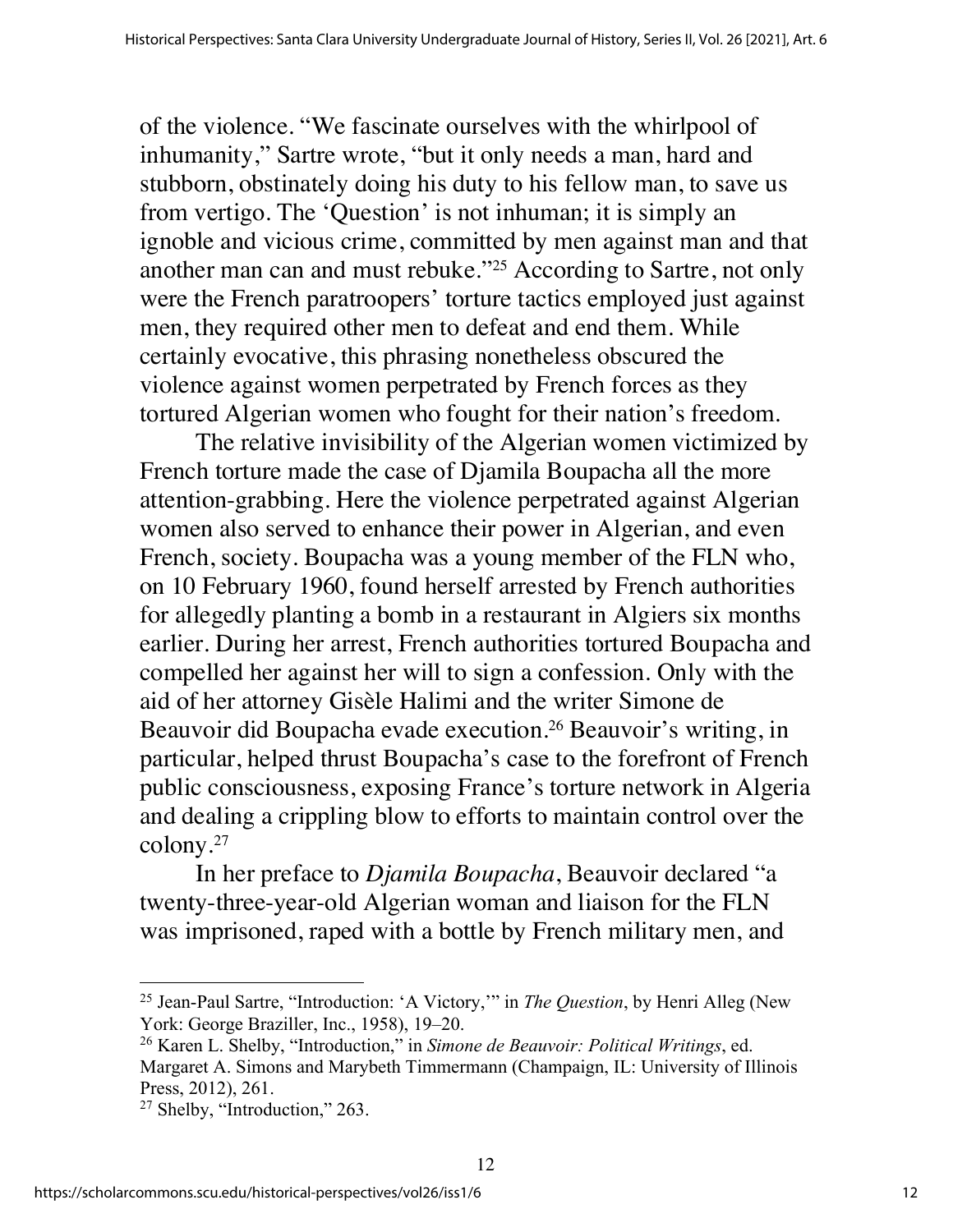of the violence. "We fascinate ourselves with the whirlpool of inhumanity," Sartre wrote, "but it only needs a man, hard and stubborn, obstinately doing his duty to his fellow man, to save us from vertigo. The 'Question' is not inhuman; it is simply an ignoble and vicious crime, committed by men against man and that another man can and must rebuke."[25] According to Sartre, not only were the French paratroopers' torture tactics employed just against men, they required other men to defeat and end them. While certainly evocative, this phrasing nonetheless obscured the violence against women perpetrated by French forces as they tortured Algerian women who fought for their nation's freedom.

The relative invisibility of the Algerian women victimized by French torture made the case of Djamila Boupacha all the more attention-grabbing. Here the violence perpetrated against Algerian women also served to enhance their power in Algerian, and even French, society. Boupacha was a young member of the FLN who, on 10 February 1960, found herself arrested by French authorities for allegedly planting a bomb in a restaurant in Algiers six months earlier. During her arrest, French authorities tortured Boupacha and compelled her against her will to sign a confession. Only with the aid of her attorney Gisèle Halimi and the writer Simone de Beauvoir did Boupacha evade execution.[26] Beauvoir's writing, in particular, helped thrust Boupacha's case to the forefront of French public consciousness, exposing France's torture network in Algeria and dealing a crippling blow to efforts to maintain control over the colony.[27]

In her preface to *Djamila Boupacha*, Beauvoir declared "a twenty-three-year-old Algerian woman and liaison for the FLN was imprisoned, raped with a bottle by French military men, and

---

[25] Jean-Paul Sartre, "Introduction: 'A Victory,'" in *The Question*, by Henri Alleg (New York: George Braziller, Inc., 1958), 19–20.

[26] Karen L. Shelby, "Introduction," in *Simone de Beauvoir: Political Writings*, ed. Margaret A. Simons and Marybeth Timmermann (Champaign, IL: University of Illinois Press, 2012), 261.

[27] Shelby, "Introduction," 263.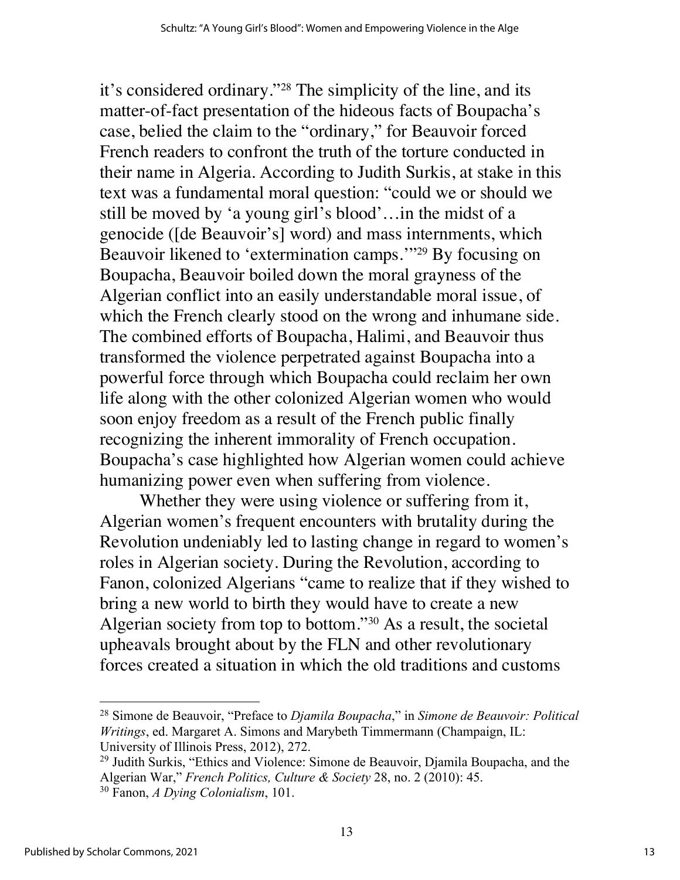it's considered ordinary."[28] The simplicity of the line, and its matter-of-fact presentation of the hideous facts of Boupacha's case, belied the claim to the "ordinary," for Beauvoir forced French readers to confront the truth of the torture conducted in their name in Algeria. According to Judith Surkis, at stake in this text was a fundamental moral question: "could we or should we still be moved by 'a young girl's blood'…in the midst of a genocide ([de Beauvoir's] word) and mass internments, which Beauvoir likened to 'extermination camps.'"[29] By focusing on Boupacha, Beauvoir boiled down the moral grayness of the Algerian conflict into an easily understandable moral issue, of which the French clearly stood on the wrong and inhumane side. The combined efforts of Boupacha, Halimi, and Beauvoir thus transformed the violence perpetrated against Boupacha into a powerful force through which Boupacha could reclaim her own life along with the other colonized Algerian women who would soon enjoy freedom as a result of the French public finally recognizing the inherent immorality of French occupation. Boupacha's case highlighted how Algerian women could achieve humanizing power even when suffering from violence.

Whether they were using violence or suffering from it, Algerian women's frequent encounters with brutality during the Revolution undeniably led to lasting change in regard to women's roles in Algerian society. During the Revolution, according to Fanon, colonized Algerians "came to realize that if they wished to bring a new world to birth they would have to create a new Algerian society from top to bottom."[30] As a result, the societal upheavals brought about by the FLN and other revolutionary forces created a situation in which the old traditions and customs

---

[28] Simone de Beauvoir, "Preface to *Djamila Boupacha*," in *Simone de Beauvoir: Political Writings*, ed. Margaret A. Simons and Marybeth Timmermann (Champaign, IL: University of Illinois Press, 2012), 272.

[29] Judith Surkis, "Ethics and Violence: Simone de Beauvoir, Djamila Boupacha, and the Algerian War," *French Politics, Culture & Society* 28, no. 2 (2010): 45.

[30] Fanon, *A Dying Colonialism*, 101.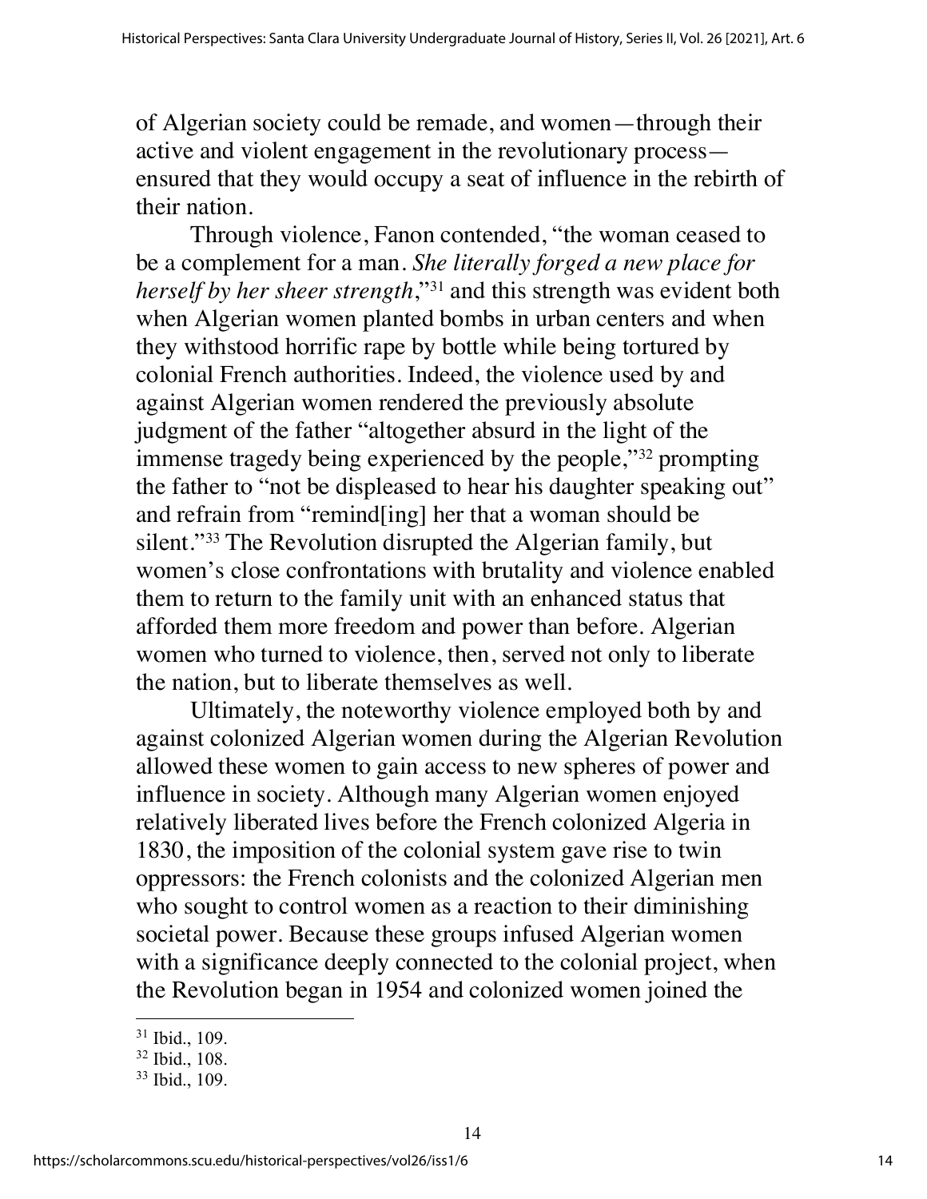of Algerian society could be remade, and women—through their active and violent engagement in the revolutionary process—ensured that they would occupy a seat of influence in the rebirth of their nation.

Through violence, Fanon contended, "the woman ceased to be a complement for a man. *She literally forged a new place for herself by her sheer strength*,"[31] and this strength was evident both when Algerian women planted bombs in urban centers and when they withstood horrific rape by bottle while being tortured by colonial French authorities. Indeed, the violence used by and against Algerian women rendered the previously absolute judgment of the father "altogether absurd in the light of the immense tragedy being experienced by the people,"[32] prompting the father to "not be displeased to hear his daughter speaking out" and refrain from "remind[ing] her that a woman should be silent."[33] The Revolution disrupted the Algerian family, but women's close confrontations with brutality and violence enabled them to return to the family unit with an enhanced status that afforded them more freedom and power than before. Algerian women who turned to violence, then, served not only to liberate the nation, but to liberate themselves as well.

Ultimately, the noteworthy violence employed both by and against colonized Algerian women during the Algerian Revolution allowed these women to gain access to new spheres of power and influence in society. Although many Algerian women enjoyed relatively liberated lives before the French colonized Algeria in 1830, the imposition of the colonial system gave rise to twin oppressors: the French colonists and the colonized Algerian men who sought to control women as a reaction to their diminishing societal power. Because these groups infused Algerian women with a significance deeply connected to the colonial project, when the Revolution began in 1954 and colonized women joined the

[31] Ibid., 109.
[32] Ibid., 108.
[33] Ibid., 109.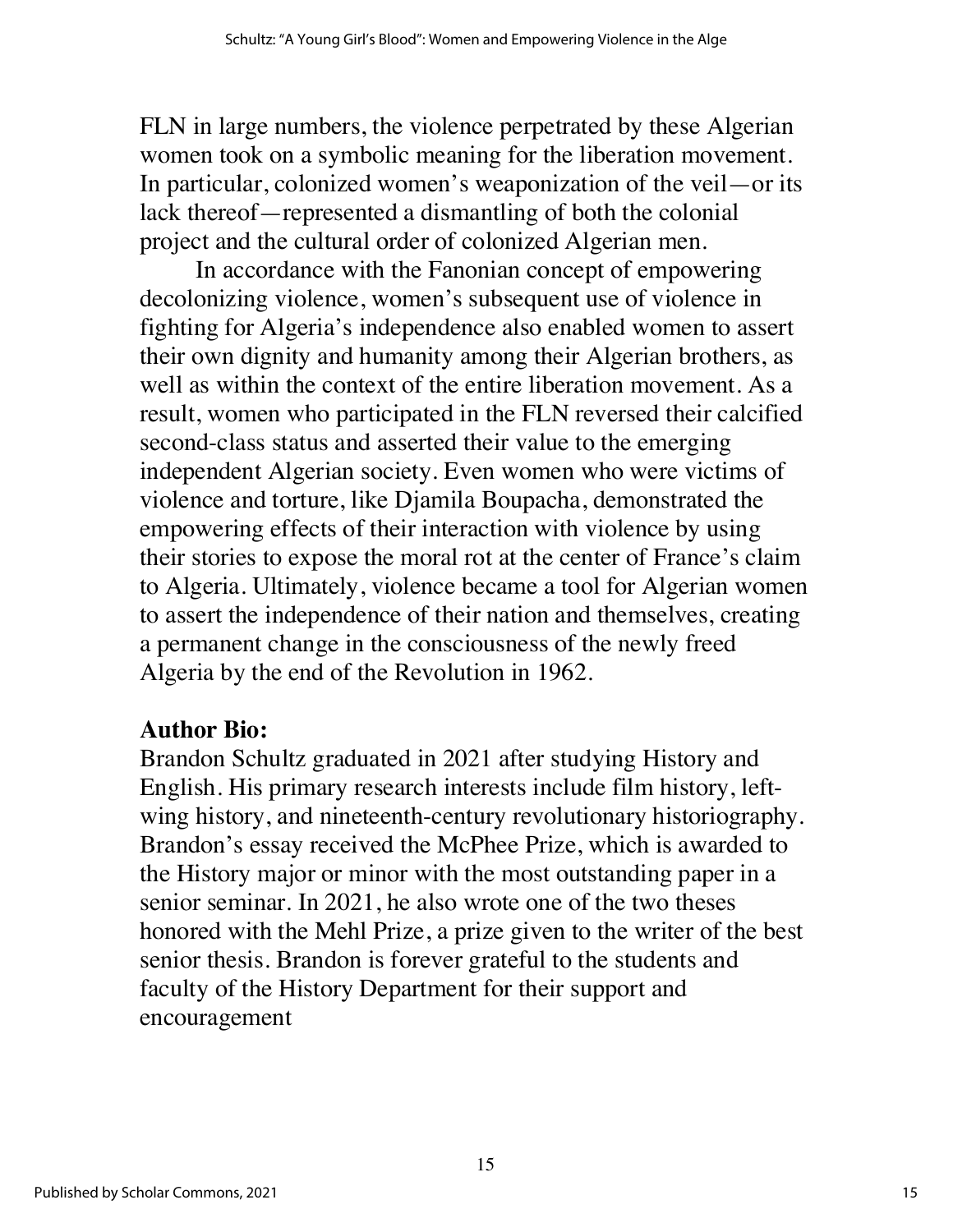FLN in large numbers, the violence perpetrated by these Algerian women took on a symbolic meaning for the liberation movement. In particular, colonized women's weaponization of the veil—or its lack thereof—represented a dismantling of both the colonial project and the cultural order of colonized Algerian men.

In accordance with the Fanonian concept of empowering decolonizing violence, women's subsequent use of violence in fighting for Algeria's independence also enabled women to assert their own dignity and humanity among their Algerian brothers, as well as within the context of the entire liberation movement. As a result, women who participated in the FLN reversed their calcified second-class status and asserted their value to the emerging independent Algerian society. Even women who were victims of violence and torture, like Djamila Boupacha, demonstrated the empowering effects of their interaction with violence by using their stories to expose the moral rot at the center of France's claim to Algeria. Ultimately, violence became a tool for Algerian women to assert the independence of their nation and themselves, creating a permanent change in the consciousness of the newly freed Algeria by the end of the Revolution in 1962.

**Author Bio:**

Brandon Schultz graduated in 2021 after studying History and English. His primary research interests include film history, left-wing history, and nineteenth-century revolutionary historiography. Brandon's essay received the McPhee Prize, which is awarded to the History major or minor with the most outstanding paper in a senior seminar. In 2021, he also wrote one of the two theses honored with the Mehl Prize, a prize given to the writer of the best senior thesis. Brandon is forever grateful to the students and faculty of the History Department for their support and encouragement